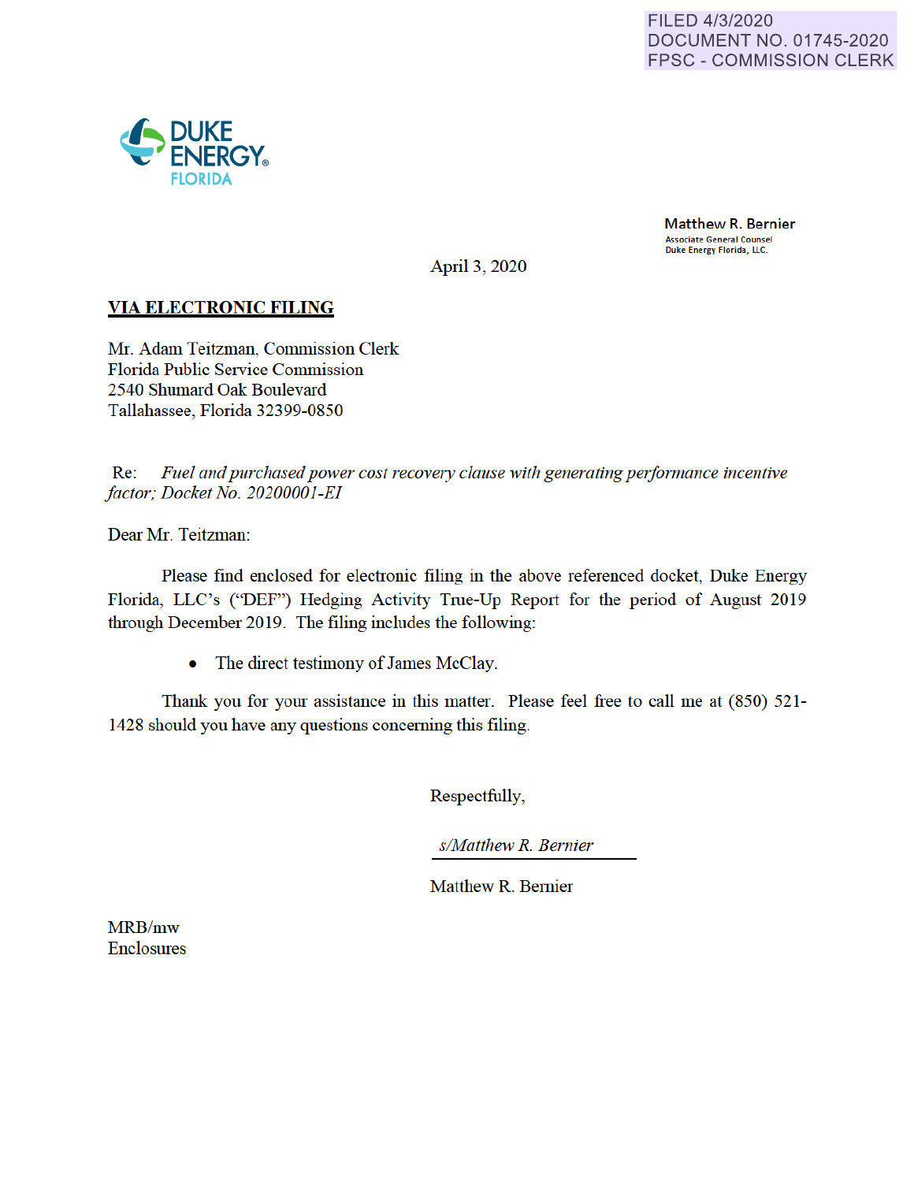FILED 4/3/2020
DOCUMENT NO. 01745-2020
FPSC - COMMISSION CLERK

DUKE ENERGY
FLORIDA

**Matthew R. Bernier**
Associate General Counsel
Duke Energy Florida, LLC.

April 3, 2020

**VIA ELECTRONIC FILING**

Mr. Adam Teitzman, Commission Clerk
Florida Public Service Commission
2540 Shumard Oak Boulevard
Tallahassee, Florida 32399-0850

Re: *Fuel and purchased power cost recovery clause with generating performance incentive factor; Docket No. 20200001-EI*

Dear Mr. Teitzman:

Please find enclosed for electronic filing in the above referenced docket, Duke Energy Florida, LLC's ("DEF") Hedging Activity True-Up Report for the period of August 2019 through December 2019. The filing includes the following:

- The direct testimony of James McClay.

Thank you for your assistance in this matter. Please feel free to call me at (850) 521-1428 should you have any questions concerning this filing.

Respectfully,

*s/Matthew R. Bernier*

Matthew R. Bernier

MRB/mw
Enclosures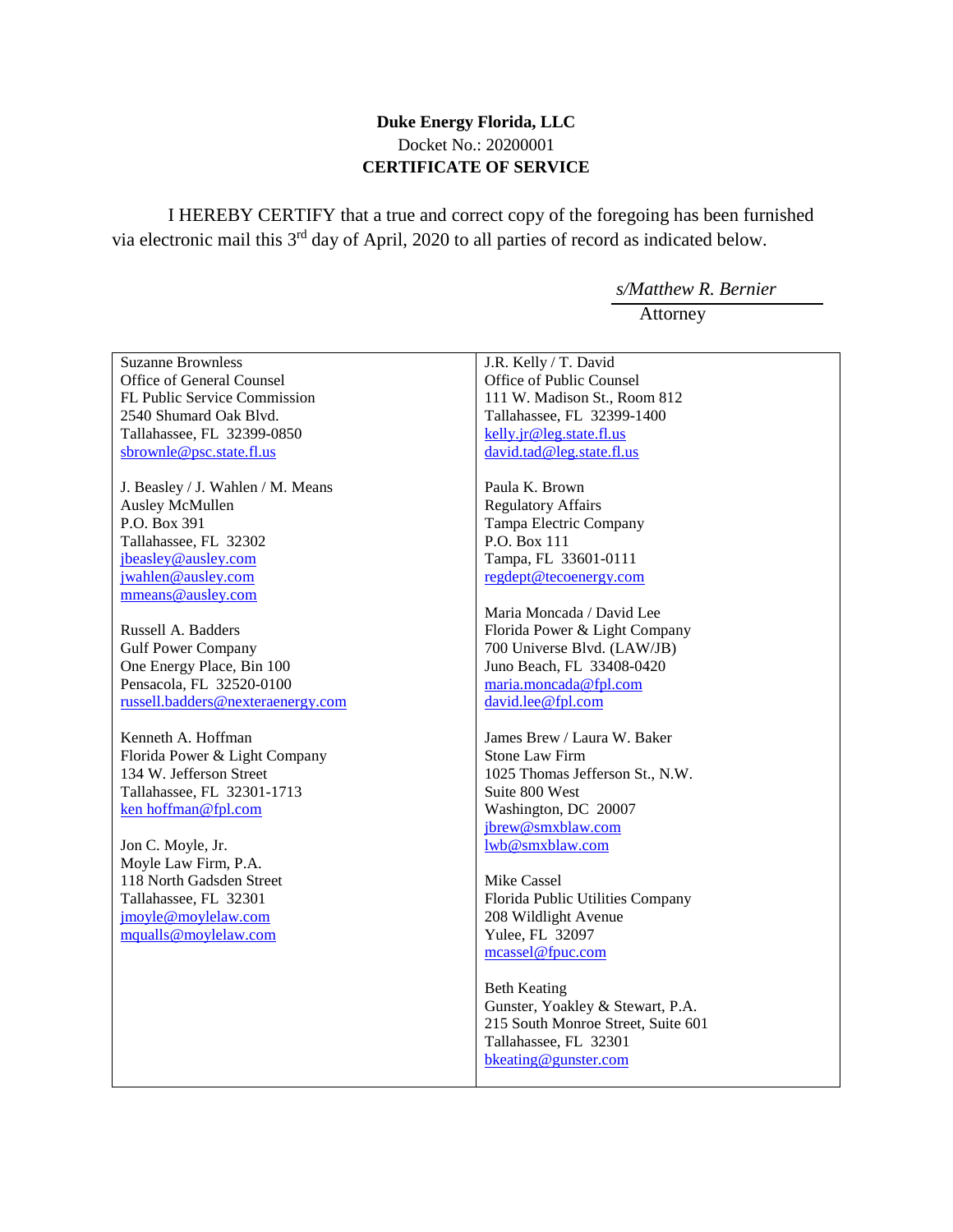**Duke Energy Florida, LLC**
Docket No.: 20200001
**CERTIFICATE OF SERVICE**

I HEREBY CERTIFY that a true and correct copy of the foregoing has been furnished via electronic mail this 3rd day of April, 2020 to all parties of record as indicated below.

*s/Matthew R. Bernier*
Attorney

| | |
|---|---|
| Suzanne Brownless<br>Office of General Counsel<br>FL Public Service Commission<br>2540 Shumard Oak Blvd.<br>Tallahassee, FL 32399-0850<br>sbrownle@psc.state.fl.us | J.R. Kelly / T. David<br>Office of Public Counsel<br>111 W. Madison St., Room 812<br>Tallahassee, FL 32399-1400<br>kelly.jr@leg.state.fl.us<br>david.tad@leg.state.fl.us |
| J. Beasley / J. Wahlen / M. Means<br>Ausley McMullen<br>P.O. Box 391<br>Tallahassee, FL 32302<br>jbeasley@ausley.com<br>jwahlen@ausley.com<br>mmeans@ausley.com | Paula K. Brown<br>Regulatory Affairs<br>Tampa Electric Company<br>P.O. Box 111<br>Tampa, FL 33601-0111<br>regdept@tecoenergy.com |
| Russell A. Badders<br>Gulf Power Company<br>One Energy Place, Bin 100<br>Pensacola, FL 32520-0100<br>russell.badders@nexteraenergy.com | Maria Moncada / David Lee<br>Florida Power & Light Company<br>700 Universe Blvd. (LAW/JB)<br>Juno Beach, FL 33408-0420<br>maria.moncada@fpl.com<br>david.lee@fpl.com |
| Kenneth A. Hoffman<br>Florida Power & Light Company<br>134 W. Jefferson Street<br>Tallahassee, FL 32301-1713<br>ken hoffman@fpl.com | James Brew / Laura W. Baker<br>Stone Law Firm<br>1025 Thomas Jefferson St., N.W.<br>Suite 800 West<br>Washington, DC 20007<br>jbrew@smxblaw.com<br>lwb@smxblaw.com |
| Jon C. Moyle, Jr.<br>Moyle Law Firm, P.A.<br>118 North Gadsden Street<br>Tallahassee, FL 32301<br>jmoyle@moylelaw.com<br>mqualls@moylelaw.com | Mike Cassel<br>Florida Public Utilities Company<br>208 Wildlight Avenue<br>Yulee, FL 32097<br>mcassel@fpuc.com |
| | Beth Keating<br>Gunster, Yoakley & Stewart, P.A.<br>215 South Monroe Street, Suite 601<br>Tallahassee, FL 32301<br>bkeating@gunster.com |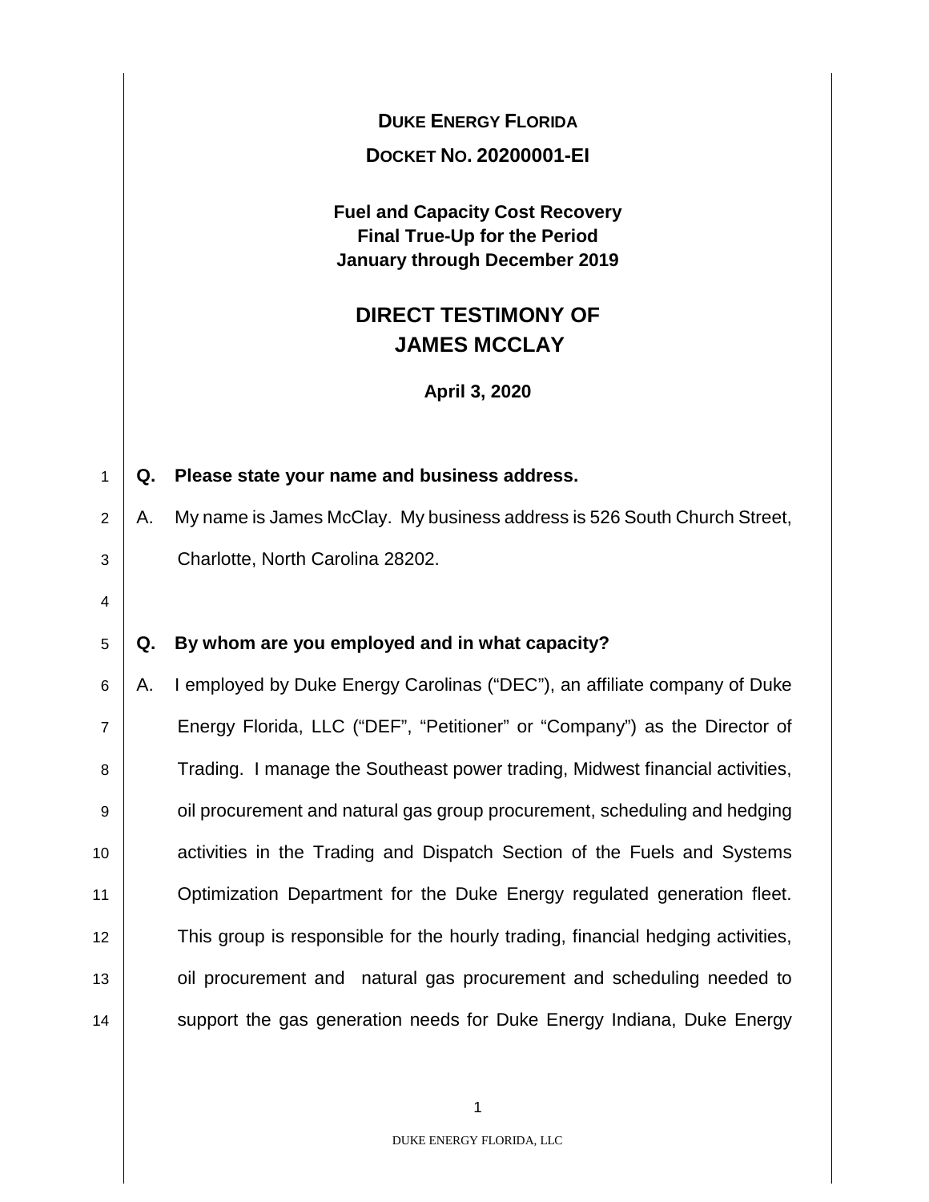**DUKE ENERGY FLORIDA**

**DOCKET NO. 20200001-EI**

**Fuel and Capacity Cost Recovery**
**Final True-Up for the Period**
**January through December 2019**

# DIRECT TESTIMONY OF JAMES MCCLAY

**April 3, 2020**

**Q. Please state your name and business address.**

A. My name is James McClay. My business address is 526 South Church Street, Charlotte, North Carolina 28202.

**Q. By whom are you employed and in what capacity?**

A. I employed by Duke Energy Carolinas ("DEC"), an affiliate company of Duke Energy Florida, LLC ("DEF", "Petitioner" or "Company") as the Director of Trading. I manage the Southeast power trading, Midwest financial activities, oil procurement and natural gas group procurement, scheduling and hedging activities in the Trading and Dispatch Section of the Fuels and Systems Optimization Department for the Duke Energy regulated generation fleet. This group is responsible for the hourly trading, financial hedging activities, oil procurement and natural gas procurement and scheduling needed to support the gas generation needs for Duke Energy Indiana, Duke Energy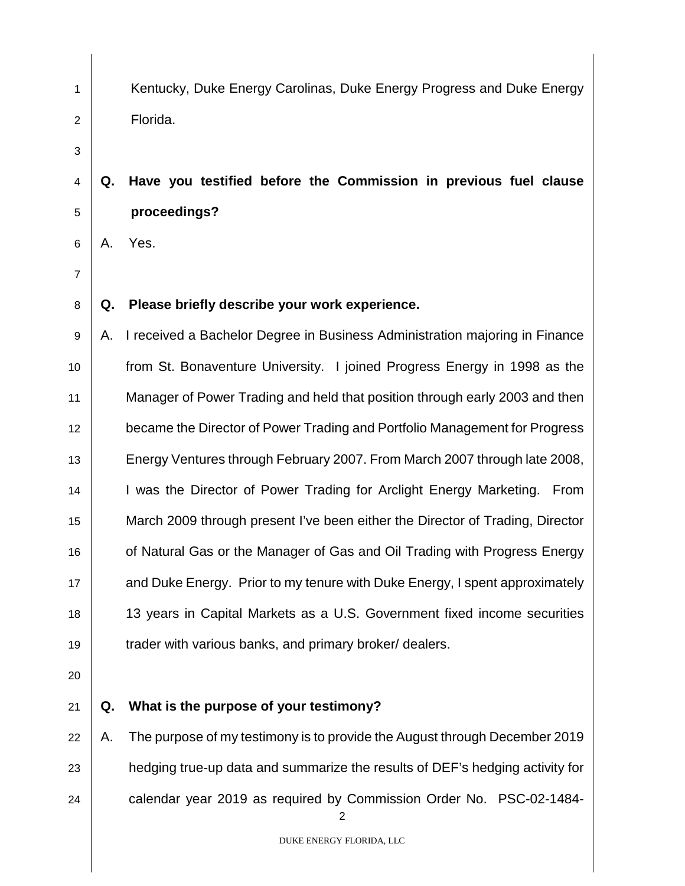Kentucky, Duke Energy Carolinas, Duke Energy Progress and Duke Energy Florida.

**Q. Have you testified before the Commission in previous fuel clause proceedings?**

A. Yes.

**Q. Please briefly describe your work experience.**

A. I received a Bachelor Degree in Business Administration majoring in Finance from St. Bonaventure University. I joined Progress Energy in 1998 as the Manager of Power Trading and held that position through early 2003 and then became the Director of Power Trading and Portfolio Management for Progress Energy Ventures through February 2007. From March 2007 through late 2008, I was the Director of Power Trading for Arclight Energy Marketing. From March 2009 through present I've been either the Director of Trading, Director of Natural Gas or the Manager of Gas and Oil Trading with Progress Energy and Duke Energy. Prior to my tenure with Duke Energy, I spent approximately 13 years in Capital Markets as a U.S. Government fixed income securities trader with various banks, and primary broker/ dealers.

**Q. What is the purpose of your testimony?**

A. The purpose of my testimony is to provide the August through December 2019 hedging true-up data and summarize the results of DEF's hedging activity for calendar year 2019 as required by Commission Order No. PSC-02-1484-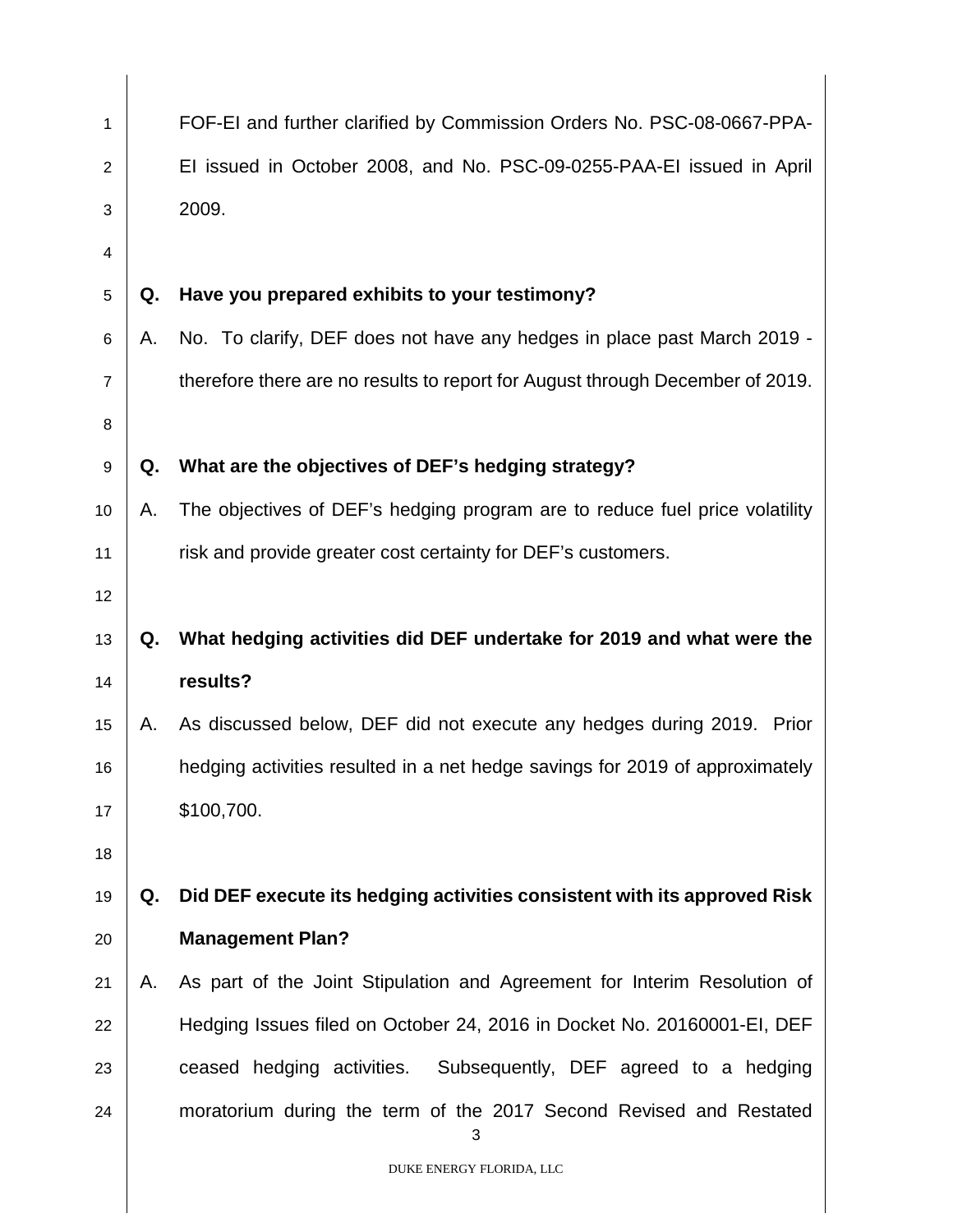FOF-EI and further clarified by Commission Orders No. PSC-08-0667-PPA-EI issued in October 2008, and No. PSC-09-0255-PAA-EI issued in April 2009.

**Q. Have you prepared exhibits to your testimony?**

A. No. To clarify, DEF does not have any hedges in place past March 2019 - therefore there are no results to report for August through December of 2019.

**Q. What are the objectives of DEF's hedging strategy?**

A. The objectives of DEF's hedging program are to reduce fuel price volatility risk and provide greater cost certainty for DEF's customers.

**Q. What hedging activities did DEF undertake for 2019 and what were the results?**

A. As discussed below, DEF did not execute any hedges during 2019. Prior hedging activities resulted in a net hedge savings for 2019 of approximately $100,700.

**Q. Did DEF execute its hedging activities consistent with its approved Risk Management Plan?**

A. As part of the Joint Stipulation and Agreement for Interim Resolution of Hedging Issues filed on October 24, 2016 in Docket No. 20160001-EI, DEF ceased hedging activities. Subsequently, DEF agreed to a hedging moratorium during the term of the 2017 Second Revised and Restated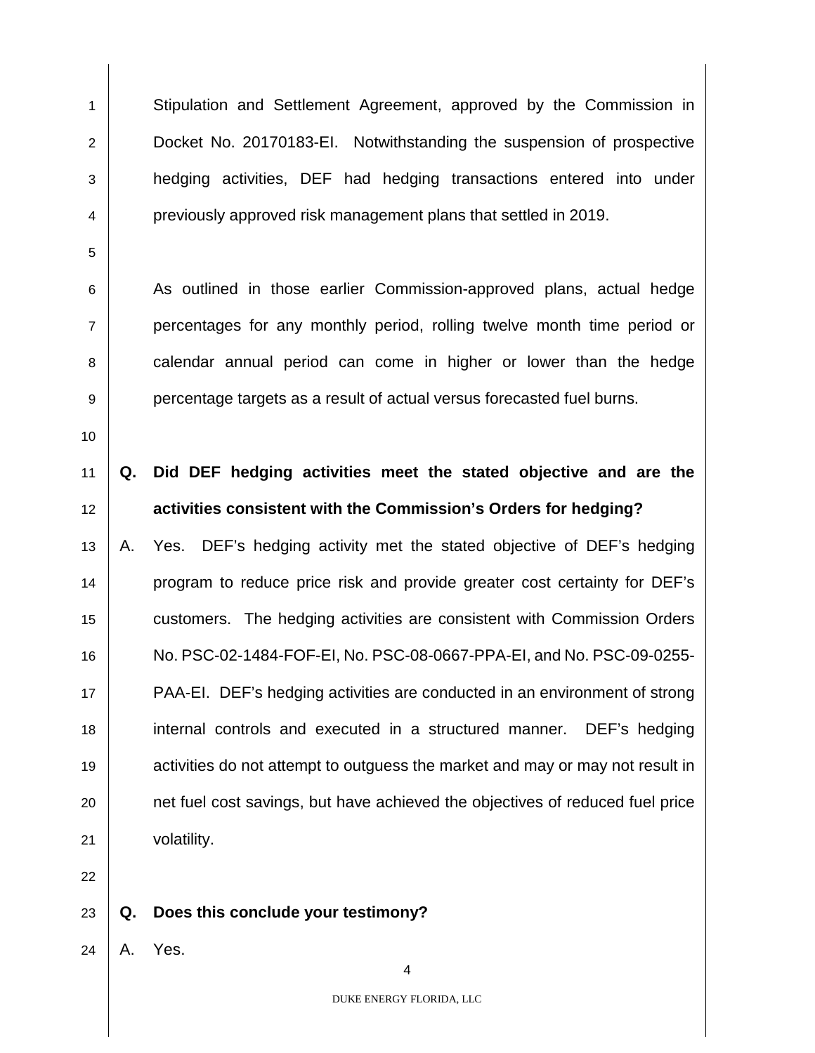Stipulation and Settlement Agreement, approved by the Commission in Docket No. 20170183-EI. Notwithstanding the suspension of prospective hedging activities, DEF had hedging transactions entered into under previously approved risk management plans that settled in 2019.

As outlined in those earlier Commission-approved plans, actual hedge percentages for any monthly period, rolling twelve month time period or calendar annual period can come in higher or lower than the hedge percentage targets as a result of actual versus forecasted fuel burns.

**Q. Did DEF hedging activities meet the stated objective and are the activities consistent with the Commission's Orders for hedging?**

A. Yes. DEF's hedging activity met the stated objective of DEF's hedging program to reduce price risk and provide greater cost certainty for DEF's customers. The hedging activities are consistent with Commission Orders No. PSC-02-1484-FOF-EI, No. PSC-08-0667-PPA-EI, and No. PSC-09-0255-PAA-EI. DEF's hedging activities are conducted in an environment of strong internal controls and executed in a structured manner. DEF's hedging activities do not attempt to outguess the market and may or may not result in net fuel cost savings, but have achieved the objectives of reduced fuel price volatility.

**Q. Does this conclude your testimony?**

A. Yes.